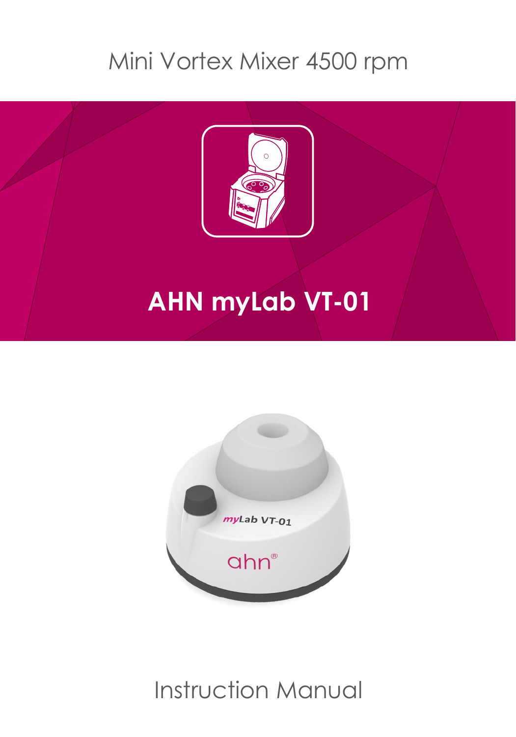Mini Vortex Mixer 4500 rpm

# AHN myLab VT-01

Instruction Manual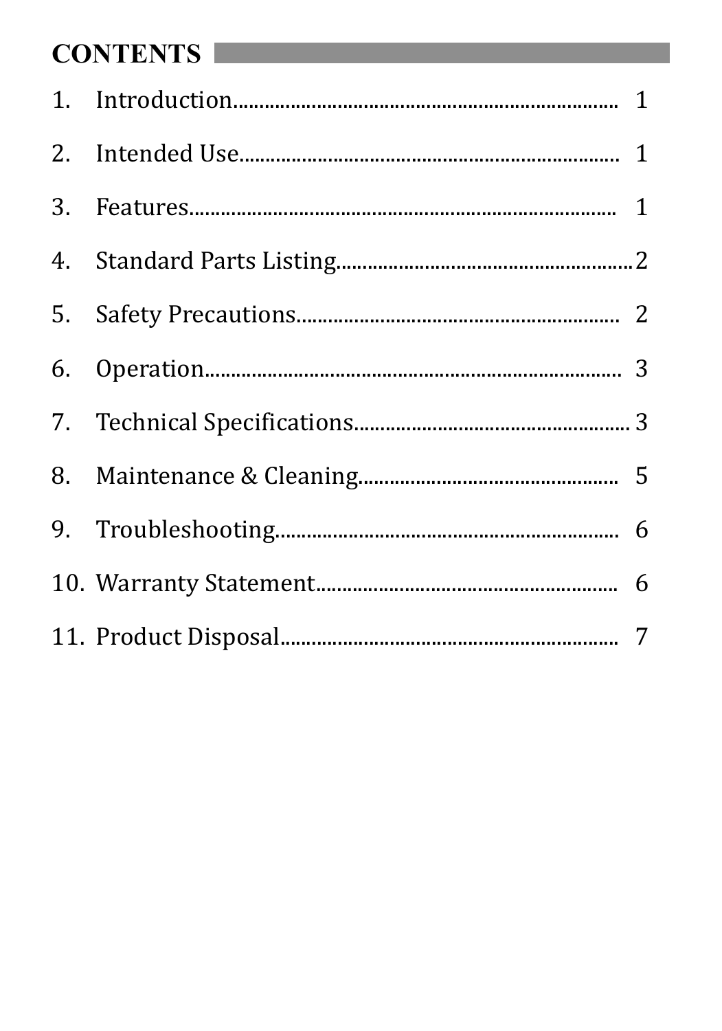# CONTENTS

1. Introduction.......................................................................... 1
2. Intended Use.......................................................................... 1
3. Features.................................................................................. 1
4. Standard Parts Listing........................................................2
5. Safety Precautions............................................................. 2
6. Operation............................................................................... 3
7. Technical Specifications..................................................... 3
8. Maintenance & Cleaning.................................................. 5
9. Troubleshooting................................................................. 6
10. Warranty Statement.......................................................... 6
11. Product Disposal................................................................. 7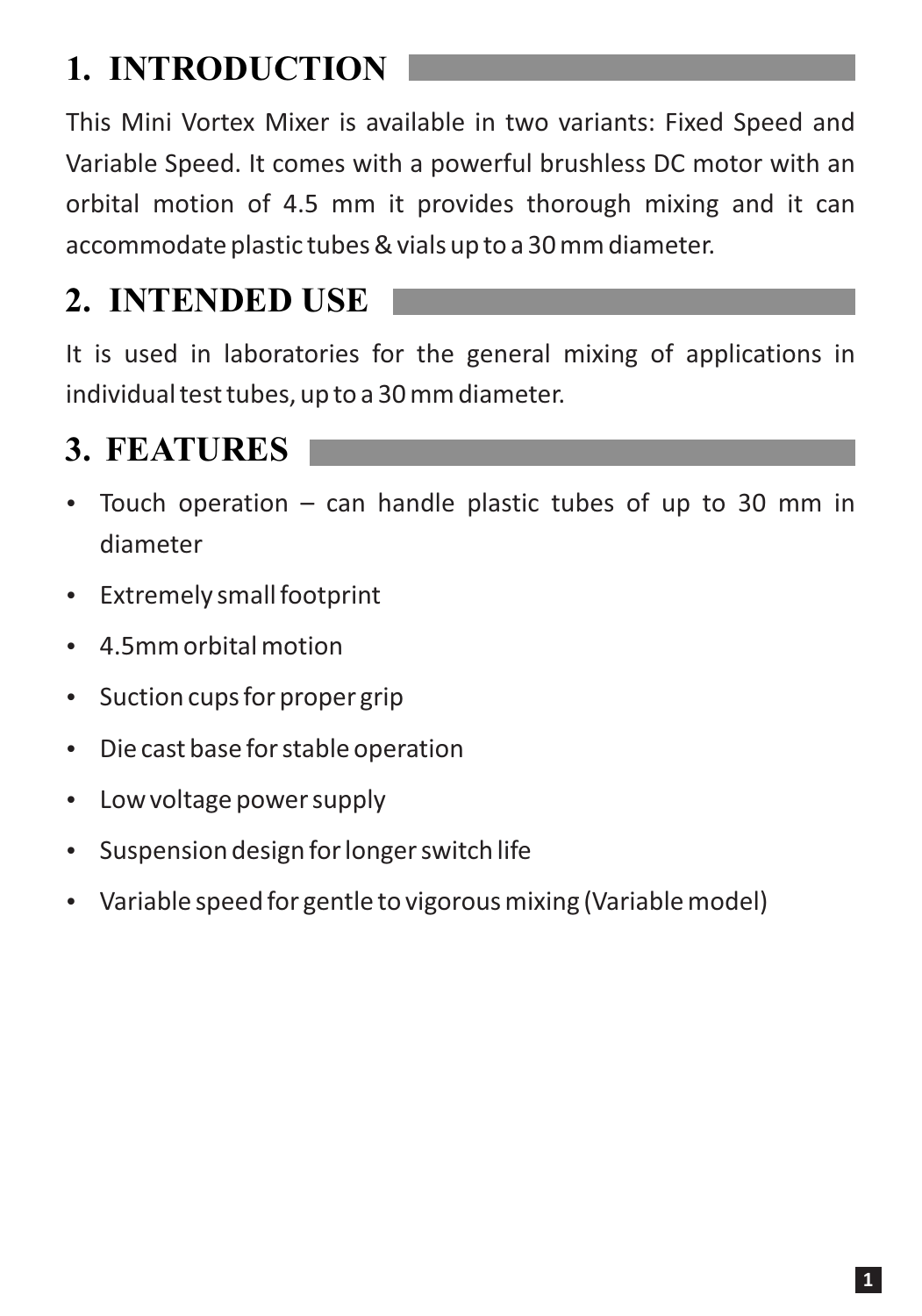## 1. INTRODUCTION

This Mini Vortex Mixer is available in two variants: Fixed Speed and Variable Speed. It comes with a powerful brushless DC motor with an orbital motion of 4.5 mm it provides thorough mixing and it can accommodate plastic tubes & vials up to a 30 mm diameter.

## 2. INTENDED USE

It is used in laboratories for the general mixing of applications in individual test tubes, up to a 30 mm diameter.

## 3. FEATURES

- Touch operation – can handle plastic tubes of up to 30 mm in diameter
- Extremely small footprint
- 4.5mm orbital motion
- Suction cups for proper grip
- Die cast base for stable operation
- Low voltage power supply
- Suspension design for longer switch life
- Variable speed for gentle to vigorous mixing (Variable model)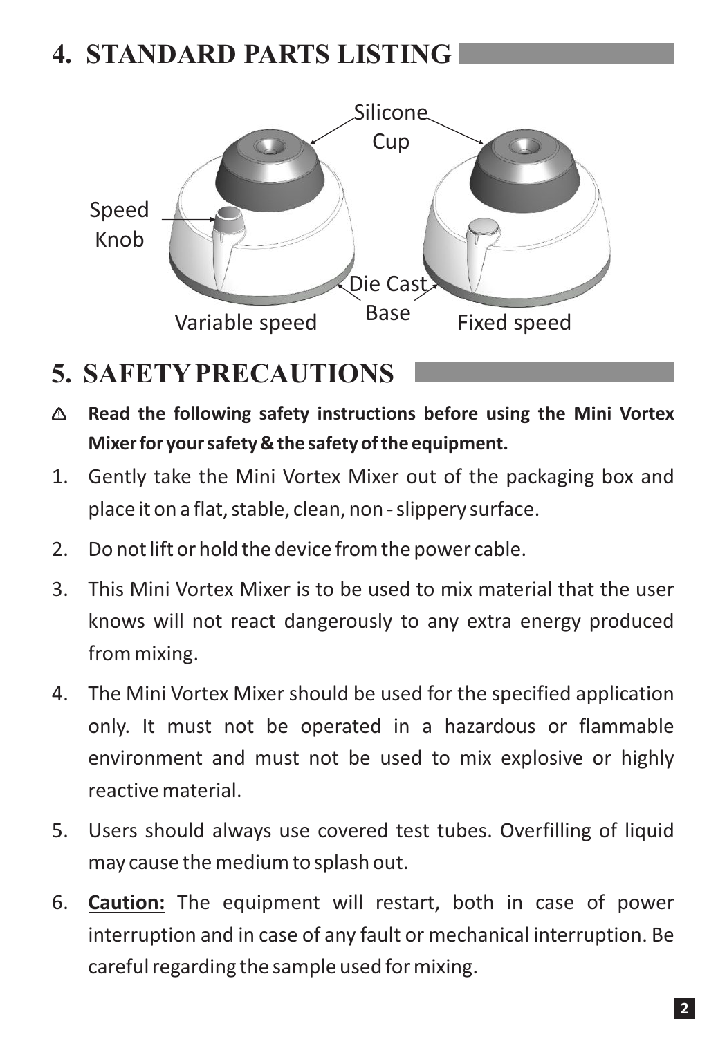# 4. STANDARD PARTS LISTING

Silicone Cup

Speed Knob

Die Cast Base

Variable speed

Fixed speed

# 5. SAFETY PRECAUTIONS

⚠ **Read the following safety instructions before using the Mini Vortex Mixer for your safety & the safety of the equipment.**

1. Gently take the Mini Vortex Mixer out of the packaging box and place it on a flat, stable, clean, non - slippery surface.
2. Do not lift or hold the device from the power cable.
3. This Mini Vortex Mixer is to be used to mix material that the user knows will not react dangerously to any extra energy produced from mixing.
4. The Mini Vortex Mixer should be used for the specified application only. It must not be operated in a hazardous or flammable environment and must not be used to mix explosive or highly reactive material.
5. Users should always use covered test tubes. Overfilling of liquid may cause the medium to splash out.
6. **Caution:** The equipment will restart, both in case of power interruption and in case of any fault or mechanical interruption. Be careful regarding the sample used for mixing.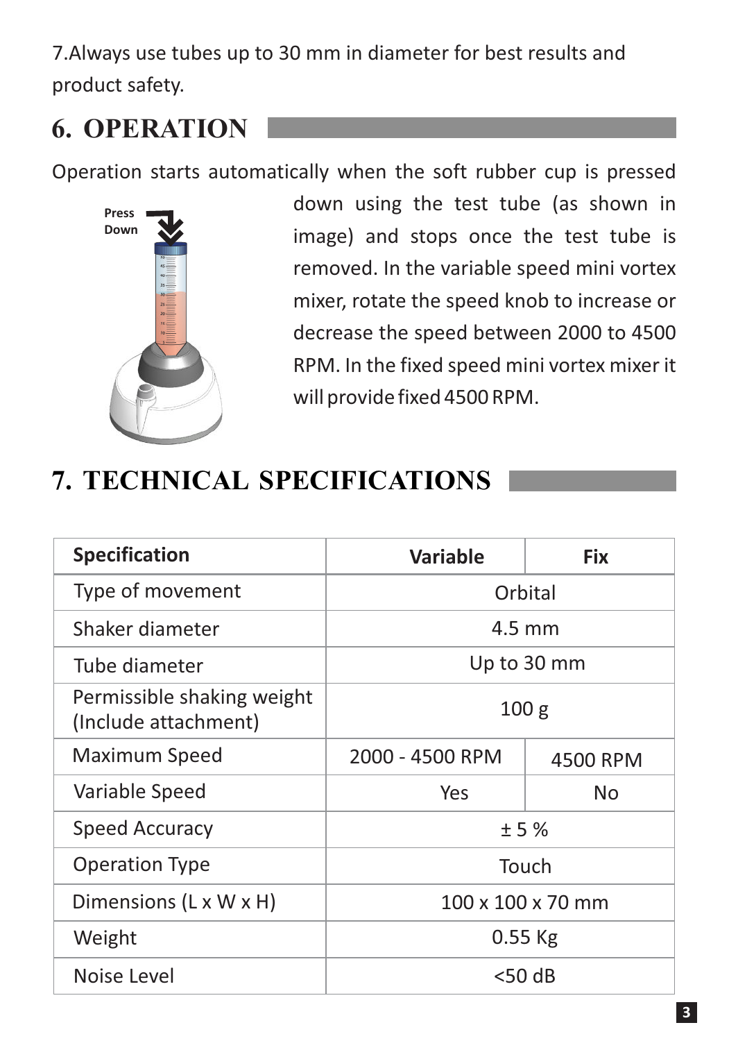7.Always use tubes up to 30 mm in diameter for best results and product safety.

## 6. OPERATION

Operation starts automatically when the soft rubber cup is pressed down using the test tube (as shown in image) and stops once the test tube is removed. In the variable speed mini vortex mixer, rotate the speed knob to increase or decrease the speed between 2000 to 4500 RPM. In the fixed speed mini vortex mixer it will provide fixed 4500 RPM.

## 7. TECHNICAL SPECIFICATIONS

| Specification | Variable | Fix |
|---|---|---|
| Type of movement | Orbital | |
| Shaker diameter | 4.5 mm | |
| Tube diameter | Up to 30 mm | |
| Permissible shaking weight (Include attachment) | 100 g | |
| Maximum Speed | 2000 - 4500 RPM | 4500 RPM |
| Variable Speed | Yes | No |
| Speed Accuracy | ± 5 % | |
| Operation Type | Touch | |
| Dimensions (L x W x H) | 100 x 100 x 70 mm | |
| Weight | 0.55 Kg | |
| Noise Level | <50 dB | |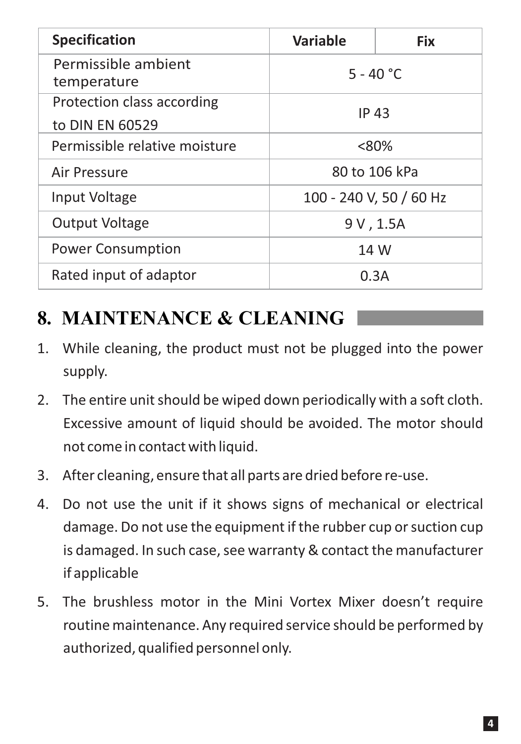| Specification | Variable | Fix |
| --- | --- | --- |
| Permissible ambient temperature | 5 - 40 °C | |
| Protection class according to DIN EN 60529 | IP 43 | |
| Permissible relative moisture | <80% | |
| Air Pressure | 80 to 106 kPa | |
| Input Voltage | 100 - 240 V, 50 / 60 Hz | |
| Output Voltage | 9 V , 1.5A | |
| Power Consumption | 14 W | |
| Rated input of adaptor | 0.3A | |

# 8. MAINTENANCE & CLEANING

1. While cleaning, the product must not be plugged into the power supply.
2. The entire unit should be wiped down periodically with a soft cloth. Excessive amount of liquid should be avoided. The motor should not come in contact with liquid.
3. After cleaning, ensure that all parts are dried before re-use.
4. Do not use the unit if it shows signs of mechanical or electrical damage. Do not use the equipment if the rubber cup or suction cup is damaged. In such case, see warranty & contact the manufacturer if applicable
5. The brushless motor in the Mini Vortex Mixer doesn't require routine maintenance. Any required service should be performed by authorized, qualified personnel only.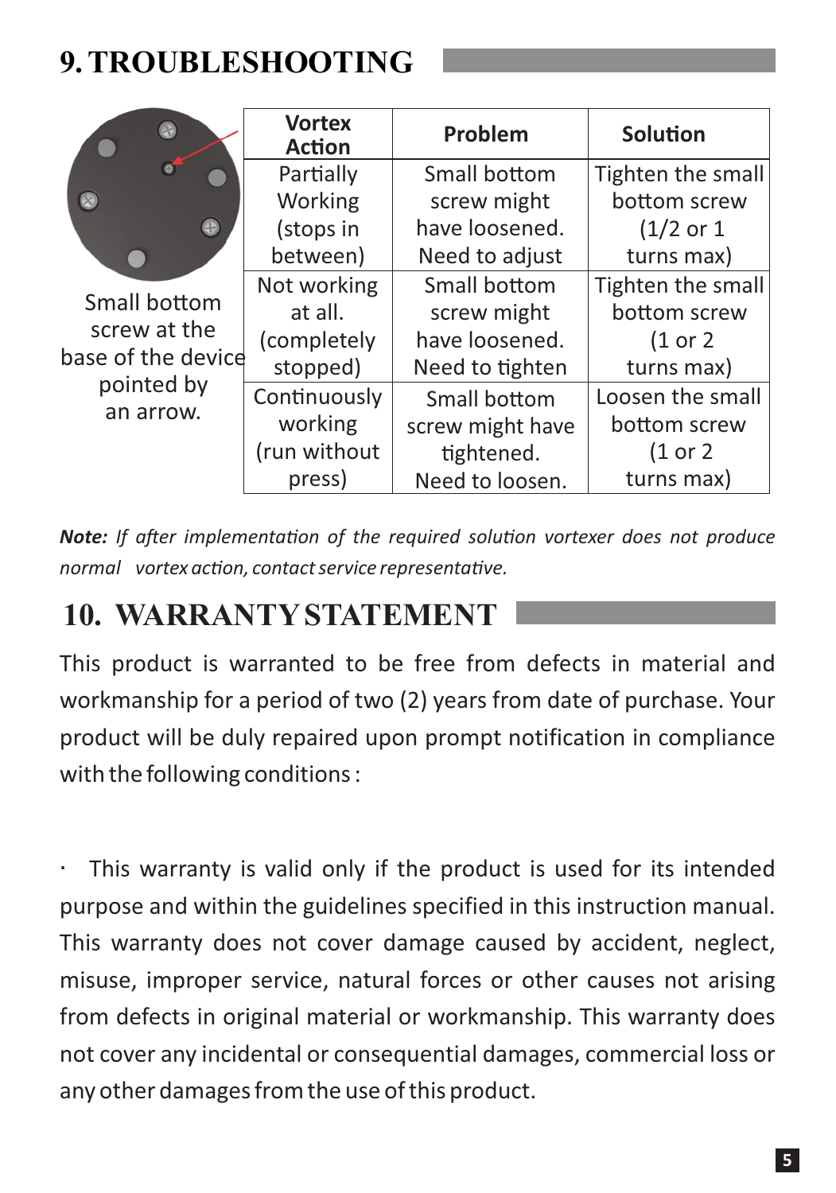## 9. TROUBLESHOOTING

Small bottom screw at the base of the device pointed by an arrow.

| Vortex Action | Problem | Solution |
|---|---|---|
| Partially Working (stops in between) | Small bottom screw might have loosened. Need to adjust | Tighten the small bottom screw (1/2 or 1 turns max) |
| Not working at all. (completely stopped) | Small bottom screw might have loosened. Need to tighten | Tighten the small bottom screw (1 or 2 turns max) |
| Continuously working (run without press) | Small bottom screw might have tightened. Need to loosen. | Loosen the small bottom screw (1 or 2 turns max) |

***Note:*** *If after implementation of the required solution vortexer does not produce normal vortex action, contact service representative.*

## 10. WARRANTY STATEMENT

This product is warranted to be free from defects in material and workmanship for a period of two (2) years from date of purchase. Your product will be duly repaired upon prompt notification in compliance with the following conditions :

· This warranty is valid only if the product is used for its intended purpose and within the guidelines specified in this instruction manual. This warranty does not cover damage caused by accident, neglect, misuse, improper service, natural forces or other causes not arising from defects in original material or workmanship. This warranty does not cover any incidental or consequential damages, commercial loss or any other damages from the use of this product.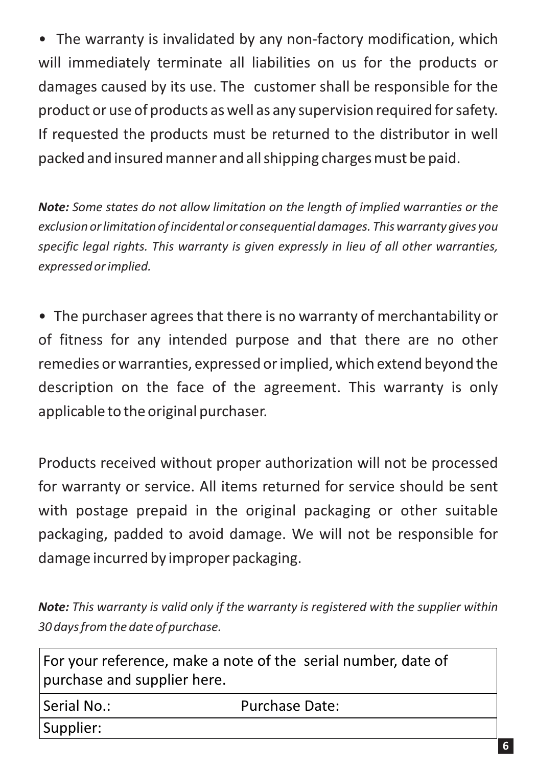- The warranty is invalidated by any non-factory modification, which will immediately terminate all liabilities on us for the products or damages caused by its use. The customer shall be responsible for the product or use of products as well as any supervision required for safety. If requested the products must be returned to the distributor in well packed and insured manner and all shipping charges must be paid.

***Note:*** *Some states do not allow limitation on the length of implied warranties or the exclusion or limitation of incidental or consequential damages. This warranty gives you specific legal rights. This warranty is given expressly in lieu of all other warranties, expressed or implied.*

- The purchaser agrees that there is no warranty of merchantability or of fitness for any intended purpose and that there are no other remedies or warranties, expressed or implied, which extend beyond the description on the face of the agreement. This warranty is only applicable to the original purchaser.

Products received without proper authorization will not be processed for warranty or service. All items returned for service should be sent with postage prepaid in the original packaging or other suitable packaging, padded to avoid damage. We will not be responsible for damage incurred by improper packaging.

***Note:*** *This warranty is valid only if the warranty is registered with the supplier within 30 days from the date of purchase.*

| For your reference, make a note of the serial number, date of purchase and supplier here. | |
| --- | --- |
| Serial No.: | Purchase Date: |
| Supplier: | |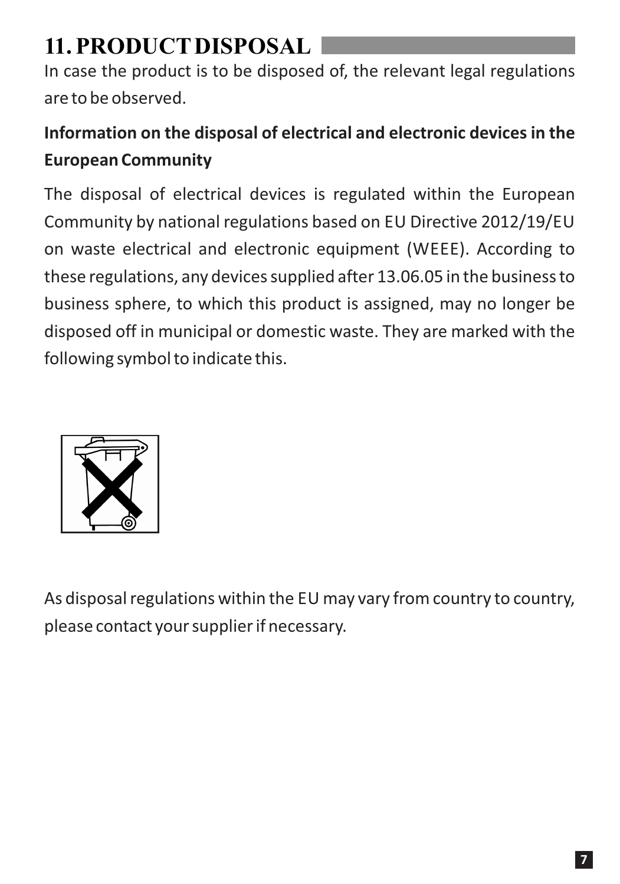## 11. PRODUCT DISPOSAL

In case the product is to be disposed of, the relevant legal regulations are to be observed.

**Information on the disposal of electrical and electronic devices in the European Community**

The disposal of electrical devices is regulated within the European Community by national regulations based on EU Directive 2012/19/EU on waste electrical and electronic equipment (WEEE). According to these regulations, any devices supplied after 13.06.05 in the business to business sphere, to which this product is assigned, may no longer be disposed off in municipal or domestic waste. They are marked with the following symbol to indicate this.

As disposal regulations within the EU may vary from country to country, please contact your supplier if necessary.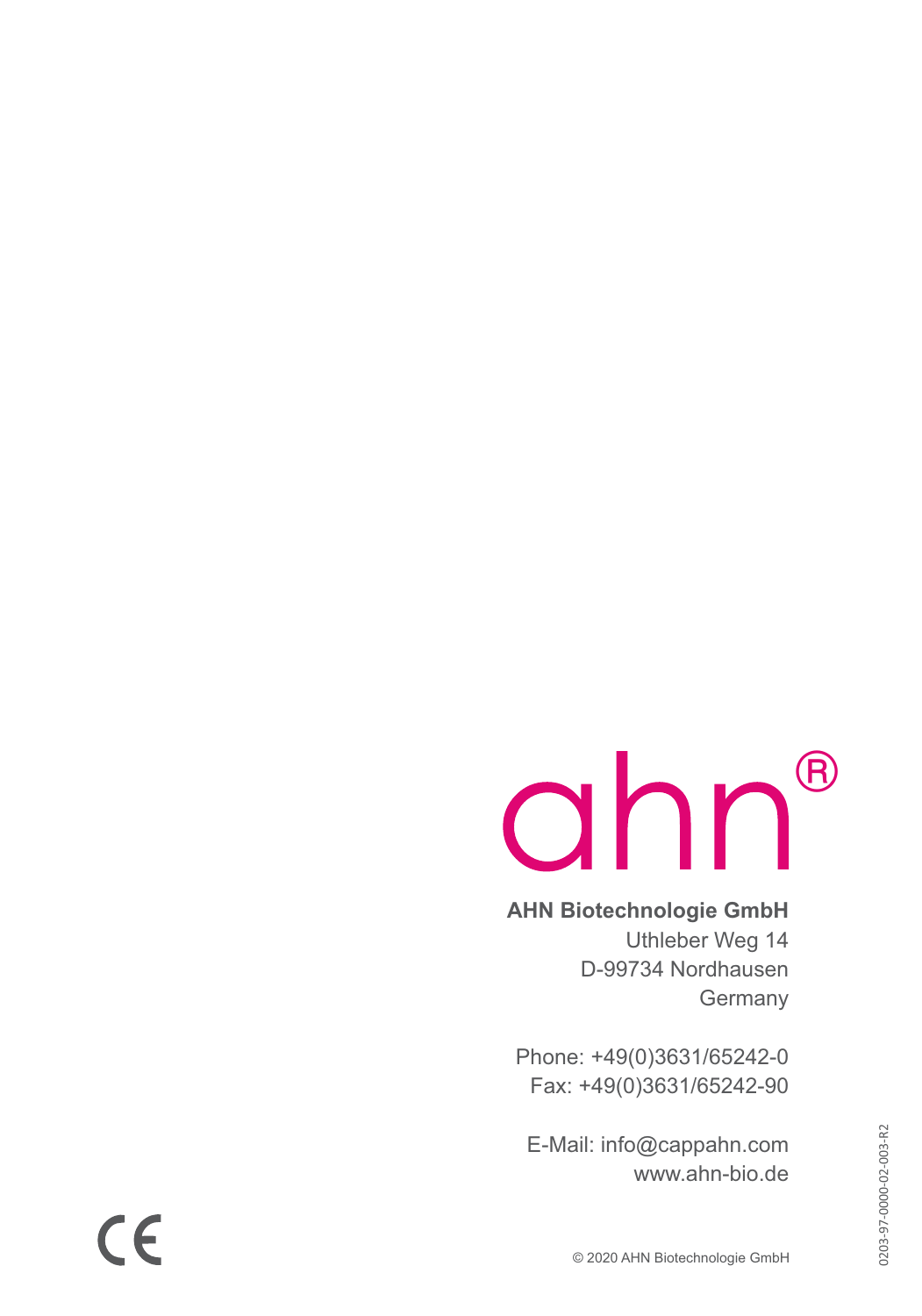ahn®

**AHN Biotechnologie GmbH**
Uthleber Weg 14
D-99734 Nordhausen
Germany

Phone: +49(0)3631/65242-0
Fax: +49(0)3631/65242-90

E-Mail: info@cappahn.com
www.ahn-bio.de

CE

© 2020 AHN Biotechnologie GmbH

0203-97-0000-02-003-R2